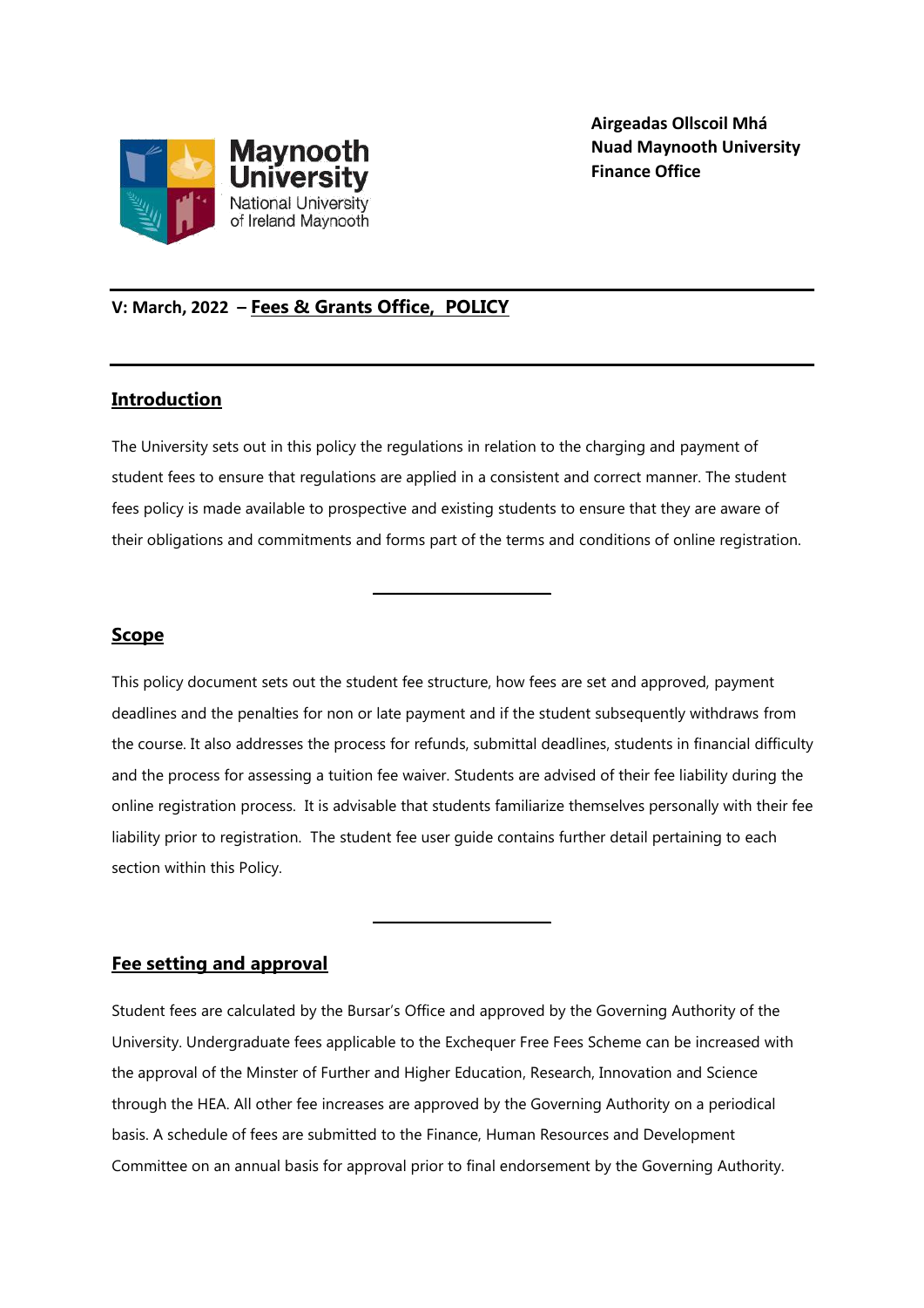**Airgeadas Ollscoil Mhá Nuad Maynooth University Finance Office**

**V: March, 2022 – Fees & Grants Office, POLICY**

## Introduction

The University sets out in this policy the regulations in relation to the charging and payment of student fees to ensure that regulations are applied in a consistent and correct manner. The student fees policy is made available to prospective and existing students to ensure that they are aware of their obligations and commitments and forms part of the terms and conditions of online registration.

---

## Scope

This policy document sets out the student fee structure, how fees are set and approved, payment deadlines and the penalties for non or late payment and if the student subsequently withdraws from the course. It also addresses the process for refunds, submittal deadlines, students in financial difficulty and the process for assessing a tuition fee waiver. Students are advised of their fee liability during the online registration process. It is advisable that students familiarize themselves personally with their fee liability prior to registration. The student fee user guide contains further detail pertaining to each section within this Policy.

---

## Fee setting and approval

Student fees are calculated by the Bursar's Office and approved by the Governing Authority of the University. Undergraduate fees applicable to the Exchequer Free Fees Scheme can be increased with the approval of the Minster of Further and Higher Education, Research, Innovation and Science through the HEA. All other fee increases are approved by the Governing Authority on a periodical basis. A schedule of fees are submitted to the Finance, Human Resources and Development Committee on an annual basis for approval prior to final endorsement by the Governing Authority.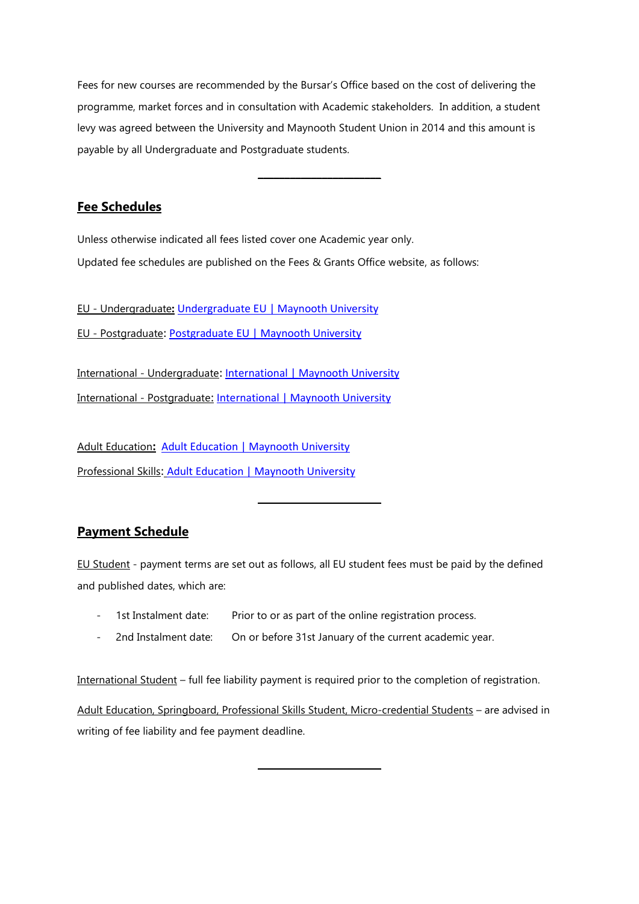Fees for new courses are recommended by the Bursar's Office based on the cost of delivering the programme, market forces and in consultation with Academic stakeholders. In addition, a student levy was agreed between the University and Maynooth Student Union in 2014 and this amount is payable by all Undergraduate and Postgraduate students.

---

## Fee Schedules

Unless otherwise indicated all fees listed cover one Academic year only.

Updated fee schedules are published on the Fees & Grants Office website, as follows:

EU - Undergraduate: Undergraduate EU | Maynooth University

EU - Postgraduate: Postgraduate EU | Maynooth University

International - Undergraduate: International | Maynooth University

International - Postgraduate: International | Maynooth University

Adult Education: Adult Education | Maynooth University

Professional Skills: Adult Education | Maynooth University

---

## Payment Schedule

EU Student - payment terms are set out as follows, all EU student fees must be paid by the defined and published dates, which are:

- 1st Instalment date: Prior to or as part of the online registration process.
- 2nd Instalment date: On or before 31st January of the current academic year.

International Student – full fee liability payment is required prior to the completion of registration.

Adult Education, Springboard, Professional Skills Student, Micro-credential Students – are advised in writing of fee liability and fee payment deadline.

---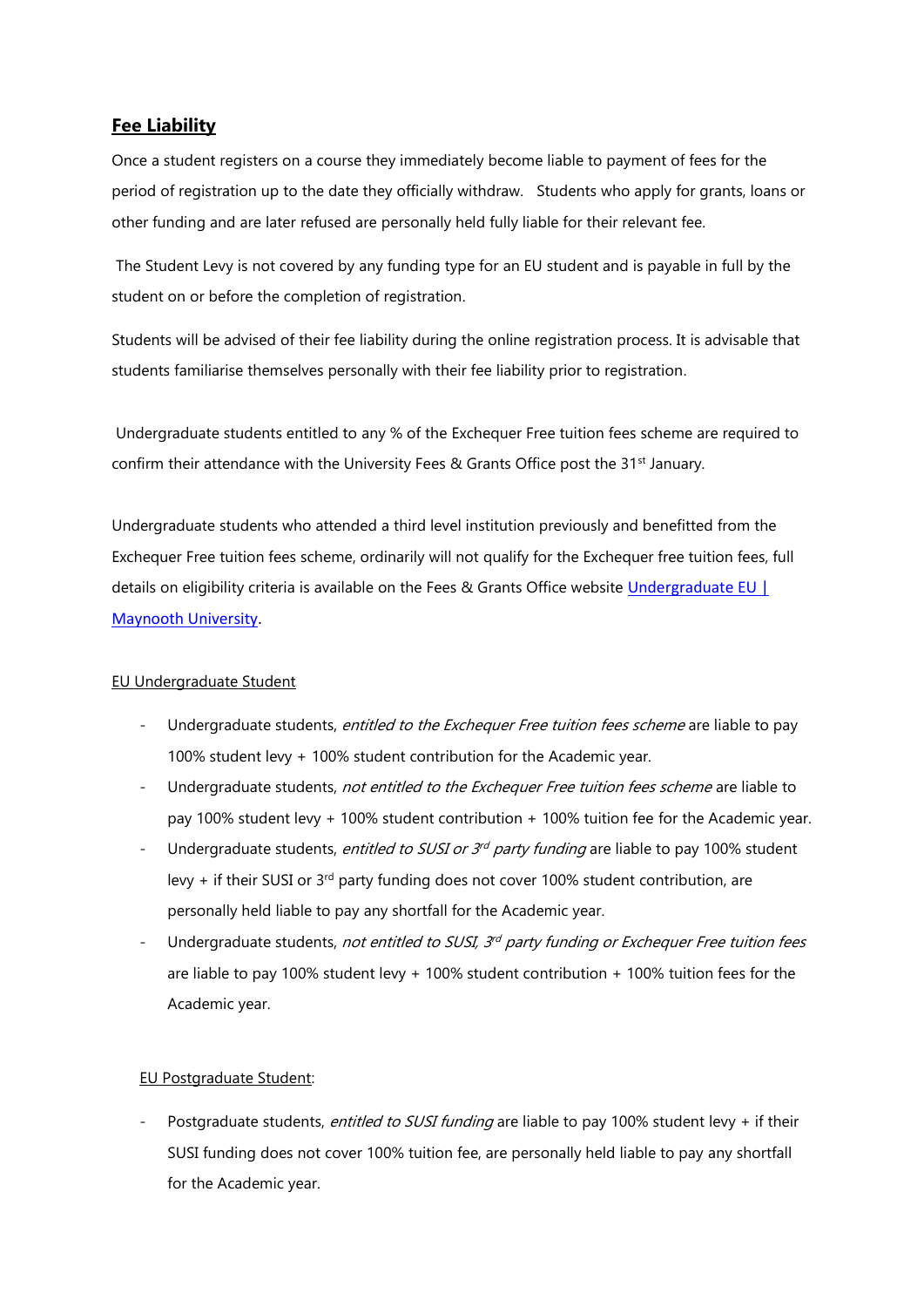## **Fee Liability**

Once a student registers on a course they immediately become liable to payment of fees for the period of registration up to the date they officially withdraw. Students who apply for grants, loans or other funding and are later refused are personally held fully liable for their relevant fee.

The Student Levy is not covered by any funding type for an EU student and is payable in full by the student on or before the completion of registration.

Students will be advised of their fee liability during the online registration process. It is advisable that students familiarise themselves personally with their fee liability prior to registration.

Undergraduate students entitled to any % of the Exchequer Free tuition fees scheme are required to confirm their attendance with the University Fees & Grants Office post the 31st January.

Undergraduate students who attended a third level institution previously and benefitted from the Exchequer Free tuition fees scheme, ordinarily will not qualify for the Exchequer free tuition fees, full details on eligibility criteria is available on the Fees & Grants Office website [Undergraduate EU | Maynooth University](Undergraduate EU | Maynooth University).

EU Undergraduate Student

- Undergraduate students, *entitled to the Exchequer Free tuition fees scheme* are liable to pay 100% student levy + 100% student contribution for the Academic year.
- Undergraduate students, *not entitled to the Exchequer Free tuition fees scheme* are liable to pay 100% student levy + 100% student contribution + 100% tuition fee for the Academic year.
- Undergraduate students, *entitled to SUSI or 3rd party funding* are liable to pay 100% student levy + if their SUSI or 3rd party funding does not cover 100% student contribution, are personally held liable to pay any shortfall for the Academic year.
- Undergraduate students, *not entitled to SUSI, 3rd party funding or Exchequer Free tuition fees* are liable to pay 100% student levy + 100% student contribution + 100% tuition fees for the Academic year.

EU Postgraduate Student:

- Postgraduate students, *entitled to SUSI funding* are liable to pay 100% student levy + if their SUSI funding does not cover 100% tuition fee, are personally held liable to pay any shortfall for the Academic year.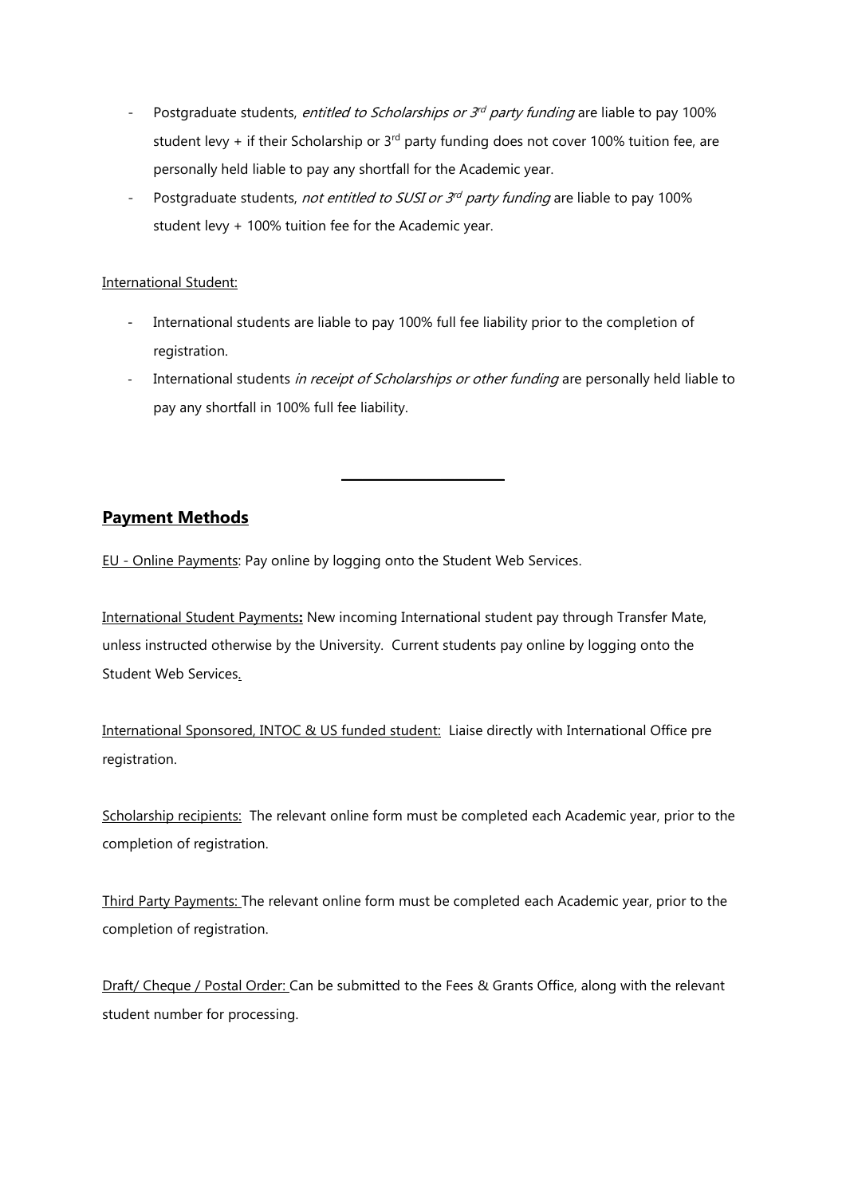- Postgraduate students, *entitled to Scholarships or 3rd party funding* are liable to pay 100% student levy + if their Scholarship or 3rd party funding does not cover 100% tuition fee, are personally held liable to pay any shortfall for the Academic year.
- Postgraduate students, *not entitled to SUSI or 3rd party funding* are liable to pay 100% student levy + 100% tuition fee for the Academic year.

International Student:

- International students are liable to pay 100% full fee liability prior to the completion of registration.
- International students *in receipt of Scholarships or other funding* are personally held liable to pay any shortfall in 100% full fee liability.

---

## **Payment Methods**

EU - Online Payments: Pay online by logging onto the Student Web Services.

International Student Payments**:** New incoming International student pay through Transfer Mate, unless instructed otherwise by the University. Current students pay online by logging onto the Student Web Services.

International Sponsored, INTOC & US funded student: Liaise directly with International Office pre registration.

Scholarship recipients: The relevant online form must be completed each Academic year, prior to the completion of registration.

Third Party Payments: The relevant online form must be completed each Academic year, prior to the completion of registration.

Draft/ Cheque / Postal Order: Can be submitted to the Fees & Grants Office, along with the relevant student number for processing.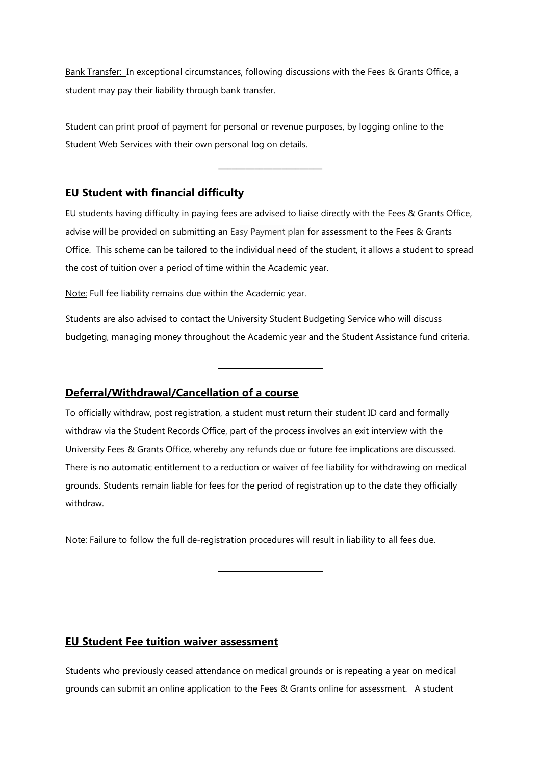Bank Transfer: In exceptional circumstances, following discussions with the Fees & Grants Office, a student may pay their liability through bank transfer.

Student can print proof of payment for personal or revenue purposes, by logging online to the Student Web Services with their own personal log on details.

---

## EU Student with financial difficulty

EU students having difficulty in paying fees are advised to liaise directly with the Fees & Grants Office, advise will be provided on submitting an Easy Payment plan for assessment to the Fees & Grants Office. This scheme can be tailored to the individual need of the student, it allows a student to spread the cost of tuition over a period of time within the Academic year.

Note: Full fee liability remains due within the Academic year.

Students are also advised to contact the University Student Budgeting Service who will discuss budgeting, managing money throughout the Academic year and the Student Assistance fund criteria.

---

## Deferral/Withdrawal/Cancellation of a course

To officially withdraw, post registration, a student must return their student ID card and formally withdraw via the Student Records Office, part of the process involves an exit interview with the University Fees & Grants Office, whereby any refunds due or future fee implications are discussed. There is no automatic entitlement to a reduction or waiver of fee liability for withdrawing on medical grounds. Students remain liable for fees for the period of registration up to the date they officially withdraw.

Note: Failure to follow the full de-registration procedures will result in liability to all fees due.

---

## EU Student Fee tuition waiver assessment

Students who previously ceased attendance on medical grounds or is repeating a year on medical grounds can submit an online application to the Fees & Grants online for assessment. A student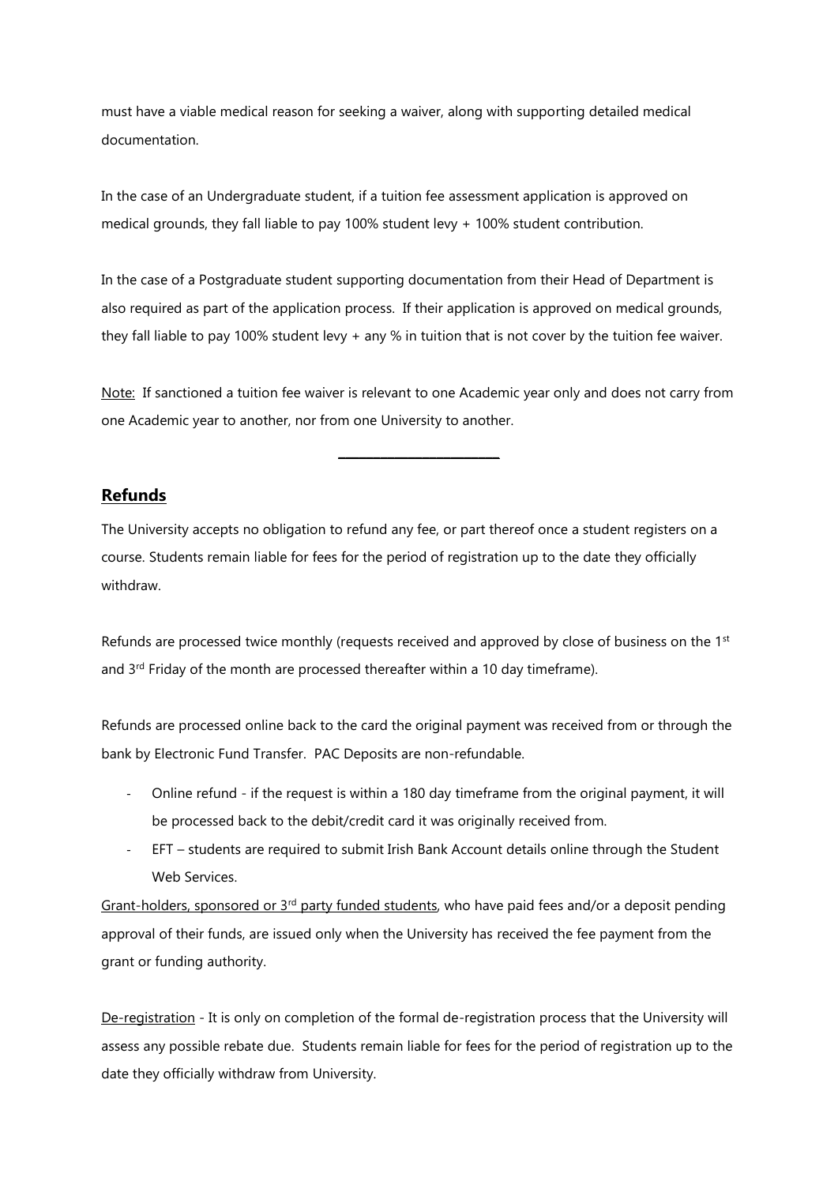must have a viable medical reason for seeking a waiver, along with supporting detailed medical documentation.

In the case of an Undergraduate student, if a tuition fee assessment application is approved on medical grounds, they fall liable to pay 100% student levy + 100% student contribution.

In the case of a Postgraduate student supporting documentation from their Head of Department is also required as part of the application process. If their application is approved on medical grounds, they fall liable to pay 100% student levy + any % in tuition that is not cover by the tuition fee waiver.

Note: If sanctioned a tuition fee waiver is relevant to one Academic year only and does not carry from one Academic year to another, nor from one University to another.

---

## Refunds

The University accepts no obligation to refund any fee, or part thereof once a student registers on a course. Students remain liable for fees for the period of registration up to the date they officially withdraw.

Refunds are processed twice monthly (requests received and approved by close of business on the 1st and 3rd Friday of the month are processed thereafter within a 10 day timeframe).

Refunds are processed online back to the card the original payment was received from or through the bank by Electronic Fund Transfer. PAC Deposits are non-refundable.

- Online refund - if the request is within a 180 day timeframe from the original payment, it will be processed back to the debit/credit card it was originally received from.
- EFT – students are required to submit Irish Bank Account details online through the Student Web Services.

Grant-holders, sponsored or 3rd party funded students, who have paid fees and/or a deposit pending approval of their funds, are issued only when the University has received the fee payment from the grant or funding authority.

De-registration - It is only on completion of the formal de-registration process that the University will assess any possible rebate due. Students remain liable for fees for the period of registration up to the date they officially withdraw from University.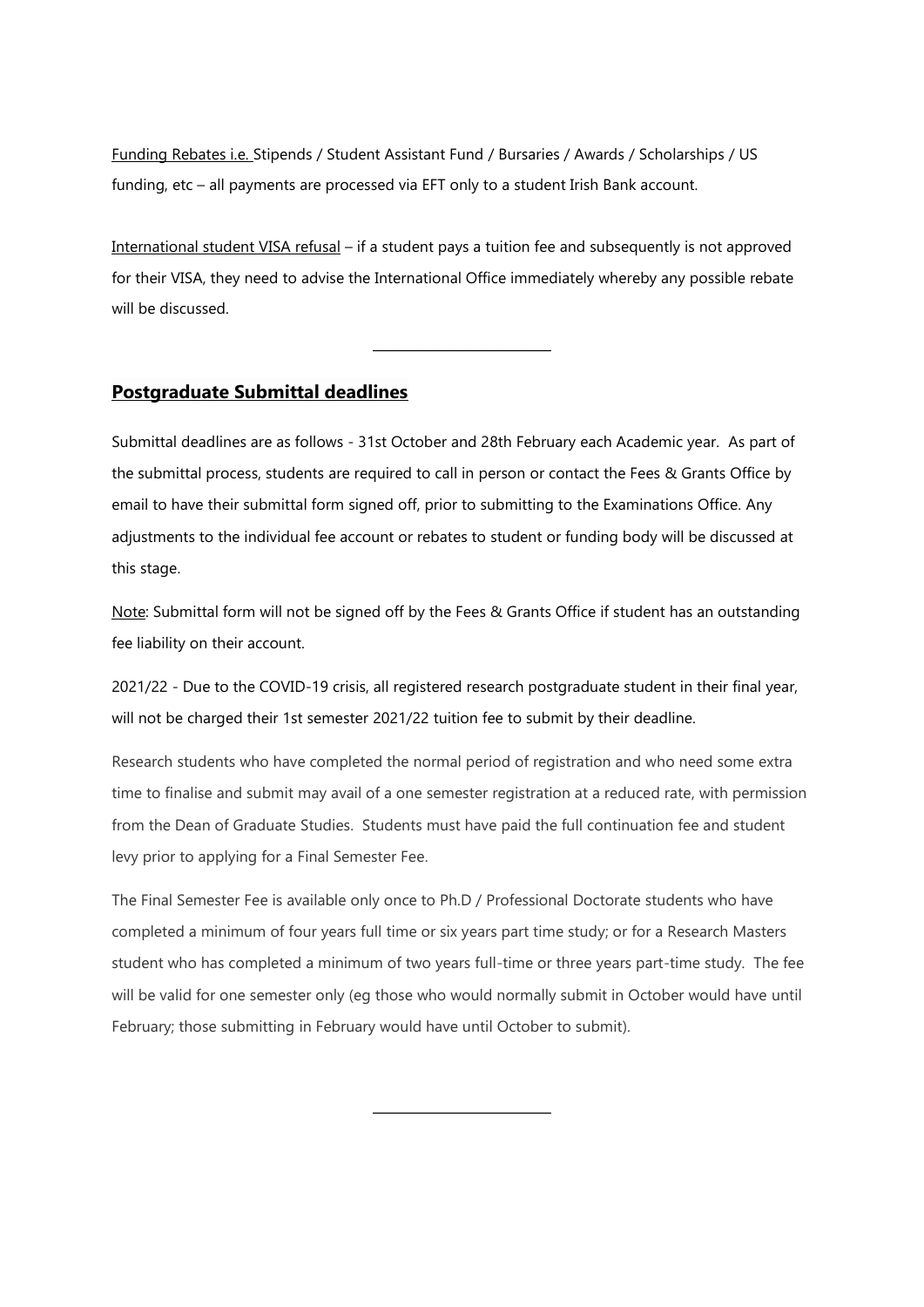Funding Rebates i.e. Stipends / Student Assistant Fund / Bursaries / Awards / Scholarships / US funding, etc – all payments are processed via EFT only to a student Irish Bank account.

International student VISA refusal – if a student pays a tuition fee and subsequently is not approved for their VISA, they need to advise the International Office immediately whereby any possible rebate will be discussed.

---

## Postgraduate Submittal deadlines

Submittal deadlines are as follows - 31st October and 28th February each Academic year. As part of the submittal process, students are required to call in person or contact the Fees & Grants Office by email to have their submittal form signed off, prior to submitting to the Examinations Office. Any adjustments to the individual fee account or rebates to student or funding body will be discussed at this stage.

Note: Submittal form will not be signed off by the Fees & Grants Office if student has an outstanding fee liability on their account.

2021/22 - Due to the COVID-19 crisis, all registered research postgraduate student in their final year, will not be charged their 1st semester 2021/22 tuition fee to submit by their deadline.

Research students who have completed the normal period of registration and who need some extra time to finalise and submit may avail of a one semester registration at a reduced rate, with permission from the Dean of Graduate Studies. Students must have paid the full continuation fee and student levy prior to applying for a Final Semester Fee.

The Final Semester Fee is available only once to Ph.D / Professional Doctorate students who have completed a minimum of four years full time or six years part time study; or for a Research Masters student who has completed a minimum of two years full-time or three years part-time study. The fee will be valid for one semester only (eg those who would normally submit in October would have until February; those submitting in February would have until October to submit).

---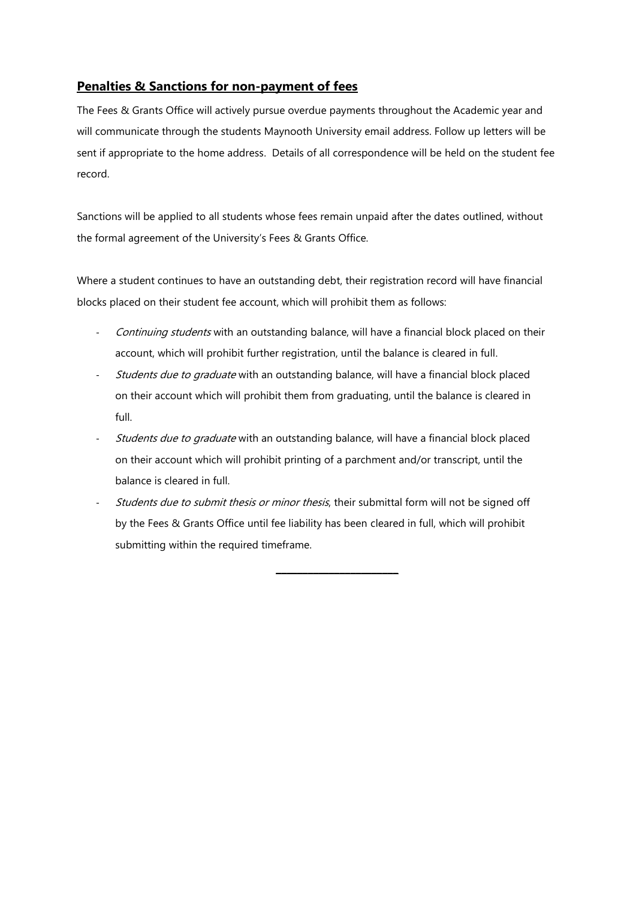## **Penalties & Sanctions for non-payment of fees**

The Fees & Grants Office will actively pursue overdue payments throughout the Academic year and will communicate through the students Maynooth University email address. Follow up letters will be sent if appropriate to the home address. Details of all correspondence will be held on the student fee record.

Sanctions will be applied to all students whose fees remain unpaid after the dates outlined, without the formal agreement of the University's Fees & Grants Office.

Where a student continues to have an outstanding debt, their registration record will have financial blocks placed on their student fee account, which will prohibit them as follows:

- *Continuing students* with an outstanding balance, will have a financial block placed on their account, which will prohibit further registration, until the balance is cleared in full.
- *Students due to graduate* with an outstanding balance, will have a financial block placed on their account which will prohibit them from graduating, until the balance is cleared in full.
- *Students due to graduate* with an outstanding balance, will have a financial block placed on their account which will prohibit printing of a parchment and/or transcript, until the balance is cleared in full.
- *Students due to submit thesis or minor thesis*, their submittal form will not be signed off by the Fees & Grants Office until fee liability has been cleared in full, which will prohibit submitting within the required timeframe.

---